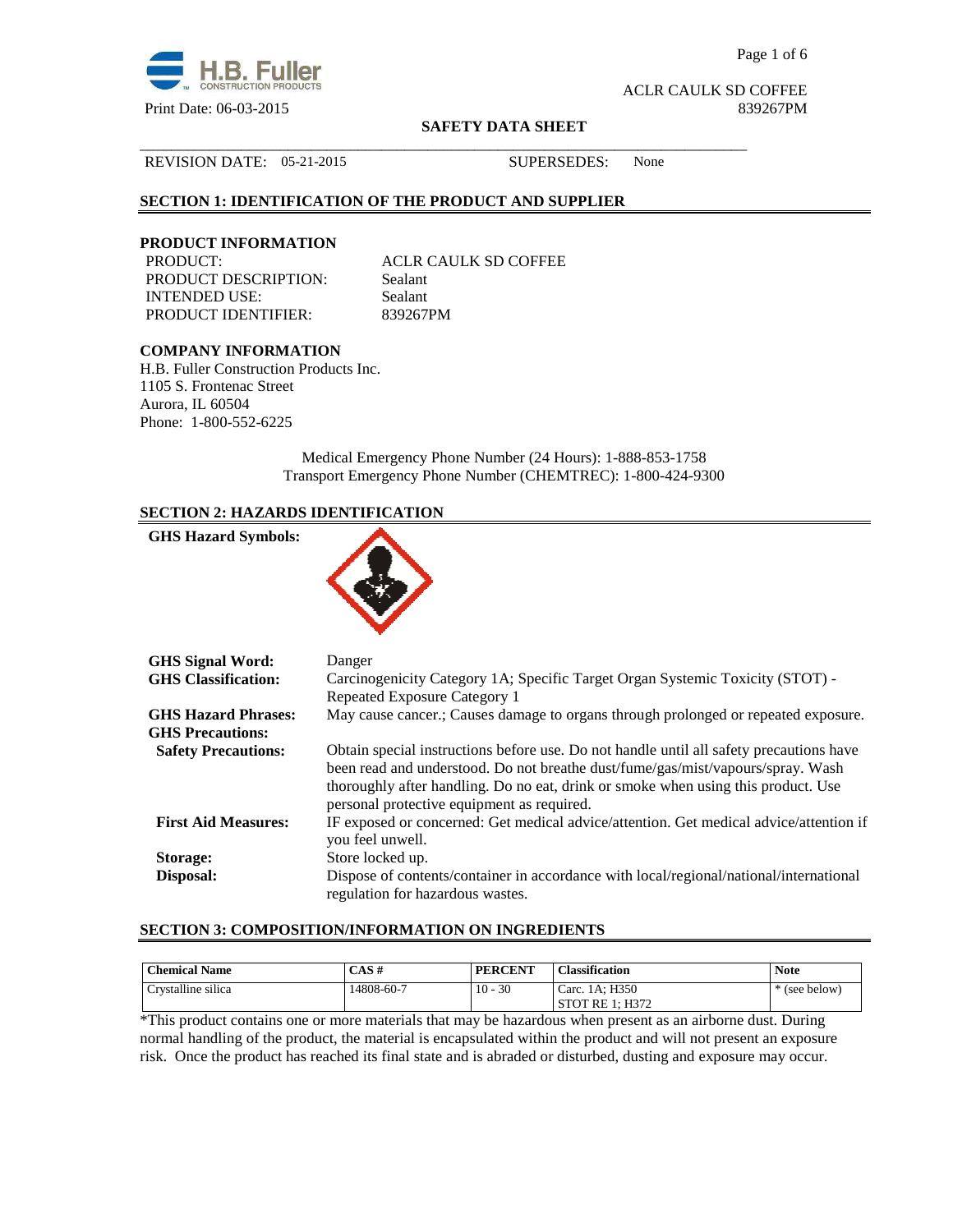ACLR CAULK SD COFFEE
839267PM

Print Date: 06-03-2015

**SAFETY DATA SHEET**

REVISION DATE: 05-21-2015 SUPERSEDES: None

## SECTION 1: IDENTIFICATION OF THE PRODUCT AND SUPPLIER

### PRODUCT INFORMATION

| | |
|---|---|
| PRODUCT: | ACLR CAULK SD COFFEE |
| PRODUCT DESCRIPTION: | Sealant |
| INTENDED USE: | Sealant |
| PRODUCT IDENTIFIER: | 839267PM |

### COMPANY INFORMATION

H.B. Fuller Construction Products Inc.
1105 S. Frontenac Street
Aurora, IL 60504
Phone: 1-800-552-6225

Medical Emergency Phone Number (24 Hours): 1-888-853-1758
Transport Emergency Phone Number (CHEMTREC): 1-800-424-9300

## SECTION 2: HAZARDS IDENTIFICATION

**GHS Hazard Symbols:**

| | |
|---|---|
| **GHS Signal Word:** | Danger |
| **GHS Classification:** | Carcinogenicity Category 1A; Specific Target Organ Systemic Toxicity (STOT) - Repeated Exposure Category 1 |
| **GHS Hazard Phrases:** | May cause cancer.; Causes damage to organs through prolonged or repeated exposure. |
| **GHS Precautions:** | |
| **Safety Precautions:** | Obtain special instructions before use. Do not handle until all safety precautions have been read and understood. Do not breathe dust/fume/gas/mist/vapours/spray. Wash thoroughly after handling. Do no eat, drink or smoke when using this product. Use personal protective equipment as required. |
| **First Aid Measures:** | IF exposed or concerned: Get medical advice/attention. Get medical advice/attention if you feel unwell. |
| **Storage:** | Store locked up. |
| **Disposal:** | Dispose of contents/container in accordance with local/regional/national/international regulation for hazardous wastes. |

## SECTION 3: COMPOSITION/INFORMATION ON INGREDIENTS

| Chemical Name | CAS # | PERCENT | Classification | Note |
|---|---|---|---|---|
| Crystalline silica | 14808-60-7 | 10 - 30 | Carc. 1A; H350<br>STOT RE 1; H372 | * (see below) |

*This product contains one or more materials that may be hazardous when present as an airborne dust. During normal handling of the product, the material is encapsulated within the product and will not present an exposure risk. Once the product has reached its final state and is abraded or disturbed, dusting and exposure may occur.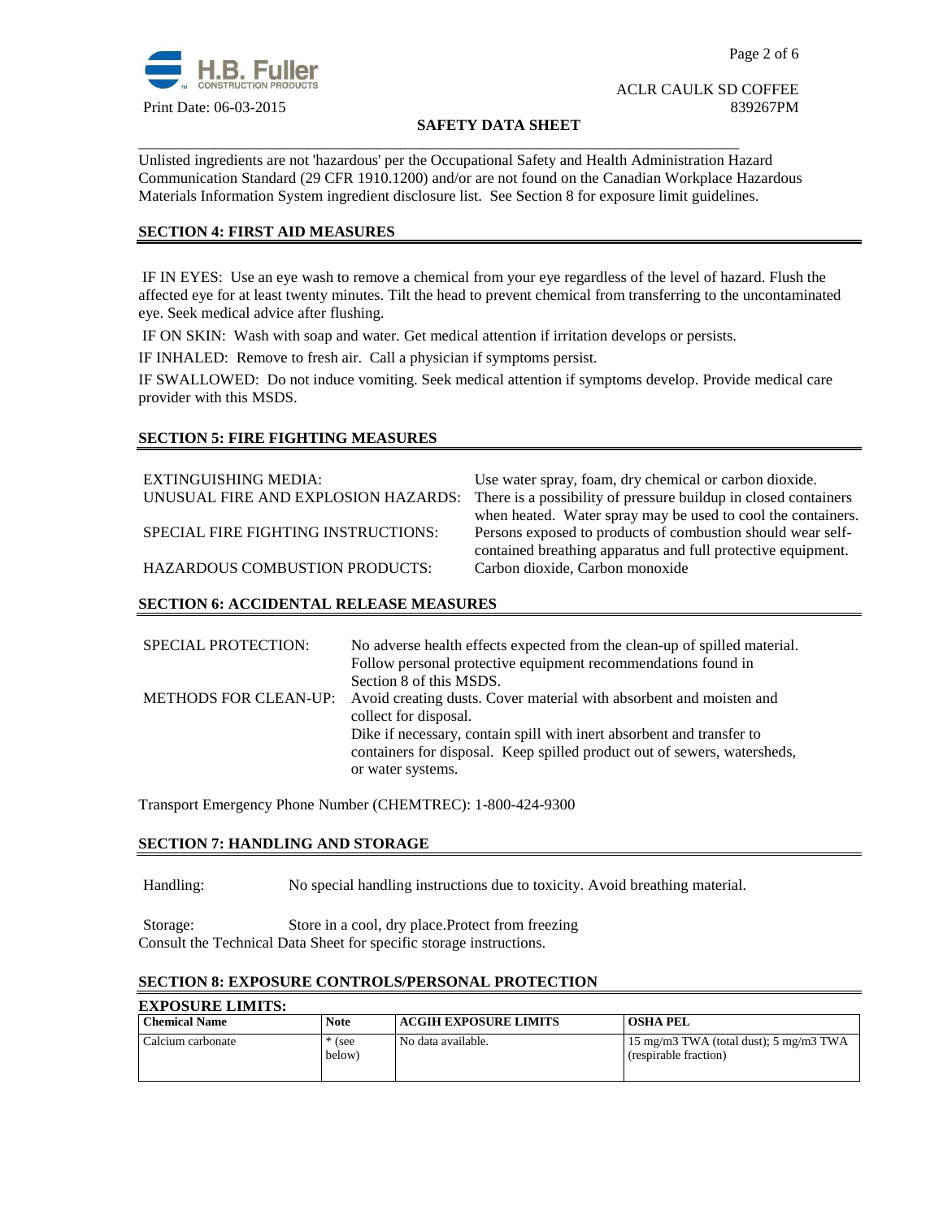Unlisted ingredients are not 'hazardous' per the Occupational Safety and Health Administration Hazard Communication Standard (29 CFR 1910.1200) and/or are not found on the Canadian Workplace Hazardous Materials Information System ingredient disclosure list. See Section 8 for exposure limit guidelines.

## SECTION 4: FIRST AID MEASURES

IF IN EYES: Use an eye wash to remove a chemical from your eye regardless of the level of hazard. Flush the affected eye for at least twenty minutes. Tilt the head to prevent chemical from transferring to the uncontaminated eye. Seek medical advice after flushing.

IF ON SKIN: Wash with soap and water. Get medical attention if irritation develops or persists.

IF INHALED: Remove to fresh air. Call a physician if symptoms persist.

IF SWALLOWED: Do not induce vomiting. Seek medical attention if symptoms develop. Provide medical care provider with this MSDS.

## SECTION 5: FIRE FIGHTING MEASURES

| | |
|---|---|
| EXTINGUISHING MEDIA: | Use water spray, foam, dry chemical or carbon dioxide. |
| UNUSUAL FIRE AND EXPLOSION HAZARDS: | There is a possibility of pressure buildup in closed containers when heated. Water spray may be used to cool the containers. |
| SPECIAL FIRE FIGHTING INSTRUCTIONS: | Persons exposed to products of combustion should wear self-contained breathing apparatus and full protective equipment. |
| HAZARDOUS COMBUSTION PRODUCTS: | Carbon dioxide, Carbon monoxide |

## SECTION 6: ACCIDENTAL RELEASE MEASURES

| | |
|---|---|
| SPECIAL PROTECTION: | No adverse health effects expected from the clean-up of spilled material. Follow personal protective equipment recommendations found in Section 8 of this MSDS. |
| METHODS FOR CLEAN-UP: | Avoid creating dusts. Cover material with absorbent and moisten and collect for disposal.<br>Dike if necessary, contain spill with inert absorbent and transfer to containers for disposal. Keep spilled product out of sewers, watersheds, or water systems. |

Transport Emergency Phone Number (CHEMTREC): 1-800-424-9300

## SECTION 7: HANDLING AND STORAGE

Handling: No special handling instructions due to toxicity. Avoid breathing material.

Storage: Store in a cool, dry place.Protect from freezing
Consult the Technical Data Sheet for specific storage instructions.

## SECTION 8: EXPOSURE CONTROLS/PERSONAL PROTECTION

**EXPOSURE LIMITS:**

| Chemical Name | Note | ACGIH EXPOSURE LIMITS | OSHA PEL |
|---|---|---|---|
| Calcium carbonate | * (see below) | No data available. | 15 mg/m3 TWA (total dust); 5 mg/m3 TWA (respirable fraction) |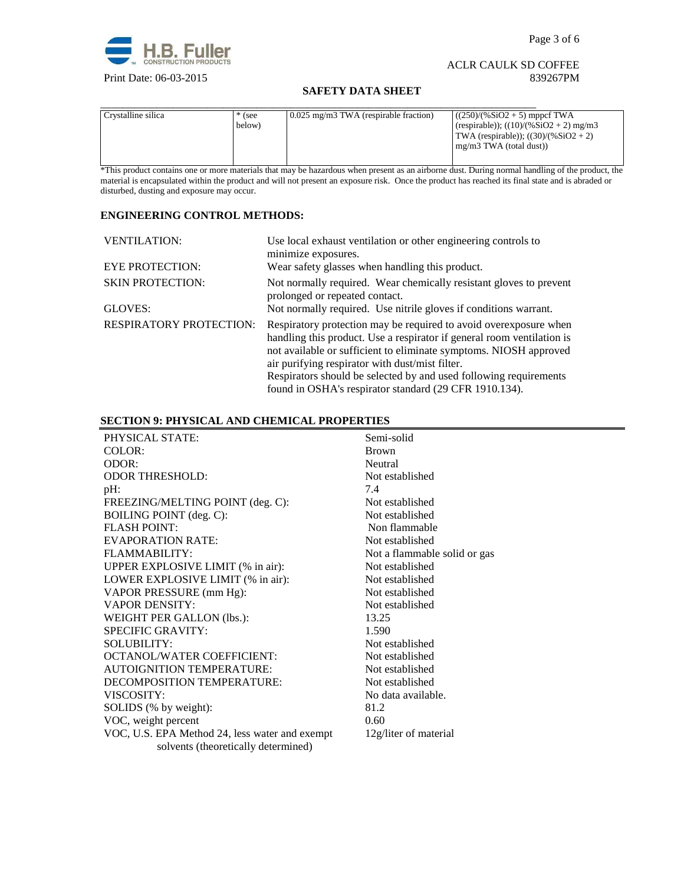| | | | |
|---|---|---|---|
| Crystalline silica | * (see below) | 0.025 mg/m3 TWA (respirable fraction) | ((250)/(%SiO2 + 5) mppcf TWA (respirable)); ((10)/(%SiO2 + 2) mg/m3 TWA (respirable)); ((30)/(%SiO2 + 2) mg/m3 TWA (total dust)) |

*This product contains one or more materials that may be hazardous when present as an airborne dust. During normal handling of the product, the material is encapsulated within the product and will not present an exposure risk. Once the product has reached its final state and is abraded or disturbed, dusting and exposure may occur.

**ENGINEERING CONTROL METHODS:**

| | |
|---|---|
| VENTILATION: | Use local exhaust ventilation or other engineering controls to minimize exposures. |
| EYE PROTECTION: | Wear safety glasses when handling this product. |
| SKIN PROTECTION: | Not normally required. Wear chemically resistant gloves to prevent prolonged or repeated contact. |
| GLOVES: | Not normally required. Use nitrile gloves if conditions warrant. |
| RESPIRATORY PROTECTION: | Respiratory protection may be required to avoid overexposure when handling this product. Use a respirator if general room ventilation is not available or sufficient to eliminate symptoms. NIOSH approved air purifying respirator with dust/mist filter. Respirators should be selected by and used following requirements found in OSHA's respirator standard (29 CFR 1910.134). |

## SECTION 9: PHYSICAL AND CHEMICAL PROPERTIES

| | |
|---|---|
| PHYSICAL STATE: | Semi-solid |
| COLOR: | Brown |
| ODOR: | Neutral |
| ODOR THRESHOLD: | Not established |
| pH: | 7.4 |
| FREEZING/MELTING POINT (deg. C): | Not established |
| BOILING POINT (deg. C): | Not established |
| FLASH POINT: | Non flammable |
| EVAPORATION RATE: | Not established |
| FLAMMABILITY: | Not a flammable solid or gas |
| UPPER EXPLOSIVE LIMIT (% in air): | Not established |
| LOWER EXPLOSIVE LIMIT (% in air): | Not established |
| VAPOR PRESSURE (mm Hg): | Not established |
| VAPOR DENSITY: | Not established |
| WEIGHT PER GALLON (lbs.): | 13.25 |
| SPECIFIC GRAVITY: | 1.590 |
| SOLUBILITY: | Not established |
| OCTANOL/WATER COEFFICIENT: | Not established |
| AUTOIGNITION TEMPERATURE: | Not established |
| DECOMPOSITION TEMPERATURE: | Not established |
| VISCOSITY: | No data available. |
| SOLIDS (% by weight): | 81.2 |
| VOC, weight percent | 0.60 |
| VOC, U.S. EPA Method 24, less water and exempt solvents (theoretically determined) | 12g/liter of material |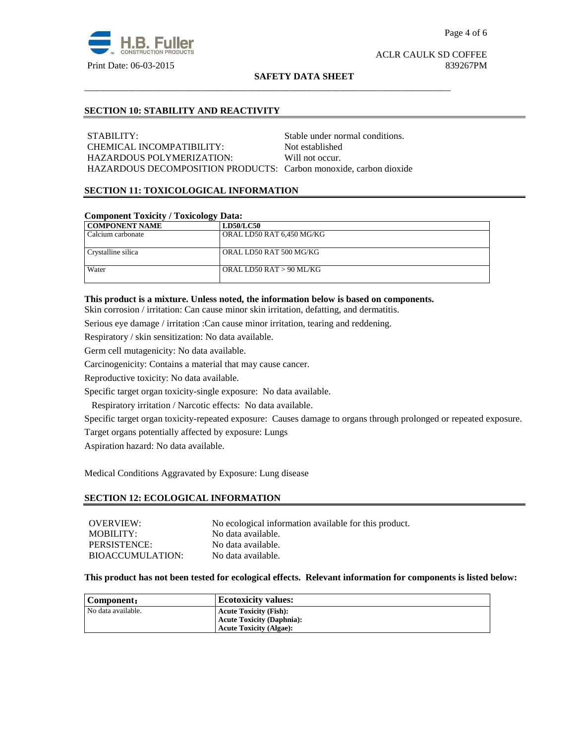## SECTION 10: STABILITY AND REACTIVITY

STABILITY: Stable under normal conditions.
CHEMICAL INCOMPATIBILITY: Not established
HAZARDOUS POLYMERIZATION: Will not occur.
HAZARDOUS DECOMPOSITION PRODUCTS: Carbon monoxide, carbon dioxide

## SECTION 11: TOXICOLOGICAL INFORMATION

**Component Toxicity / Toxicology Data:**

| COMPONENT NAME | LD50/LC50 |
|---|---|
| Calcium carbonate | ORAL LD50 RAT 6,450 MG/KG |
| Crystalline silica | ORAL LD50 RAT 500 MG/KG |
| Water | ORAL LD50 RAT > 90 ML/KG |

**This product is a mixture. Unless noted, the information below is based on components.**

Skin corrosion / irritation: Can cause minor skin irritation, defatting, and dermatitis.

Serious eye damage / irritation :Can cause minor irritation, tearing and reddening.

Respiratory / skin sensitization: No data available.

Germ cell mutagenicity: No data available.

Carcinogenicity: Contains a material that may cause cancer.

Reproductive toxicity: No data available.

Specific target organ toxicity-single exposure: No data available.

Respiratory irritation / Narcotic effects: No data available.

Specific target organ toxicity-repeated exposure: Causes damage to organs through prolonged or repeated exposure.

Target organs potentially affected by exposure: Lungs

Aspiration hazard: No data available.

Medical Conditions Aggravated by Exposure: Lung disease

## SECTION 12: ECOLOGICAL INFORMATION

OVERVIEW: No ecological information available for this product.
MOBILITY: No data available.
PERSISTENCE: No data available.
BIOACCUMULATION: No data available.

**This product has not been tested for ecological effects. Relevant information for components is listed below:**

| Component: | Ecotoxicity values: |
|---|---|
| No data available. | **Acute Toxicity (Fish):**<br>**Acute Toxicity (Daphnia):**<br>**Acute Toxicity (Algae):** |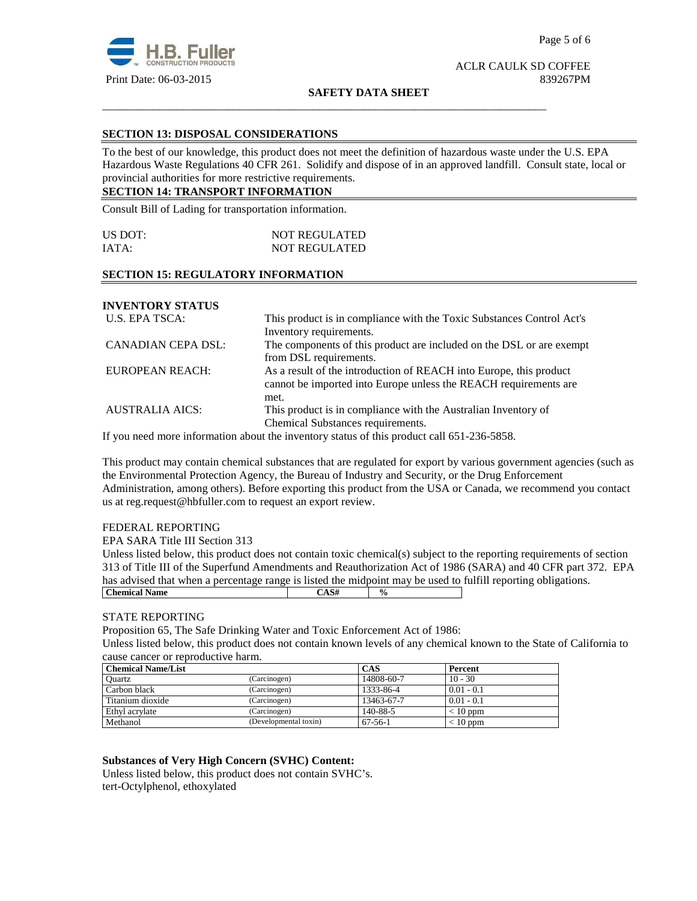## SECTION 13: DISPOSAL CONSIDERATIONS

To the best of our knowledge, this product does not meet the definition of hazardous waste under the U.S. EPA Hazardous Waste Regulations 40 CFR 261. Solidify and dispose of in an approved landfill. Consult state, local or provincial authorities for more restrictive requirements.

## SECTION 14: TRANSPORT INFORMATION

Consult Bill of Lading for transportation information.

US DOT: NOT REGULATED
IATA: NOT REGULATED

## SECTION 15: REGULATORY INFORMATION

**INVENTORY STATUS**

| | |
|---|---|
| U.S. EPA TSCA: | This product is in compliance with the Toxic Substances Control Act's Inventory requirements. |
| CANADIAN CEPA DSL: | The components of this product are included on the DSL or are exempt from DSL requirements. |
| EUROPEAN REACH: | As a result of the introduction of REACH into Europe, this product cannot be imported into Europe unless the REACH requirements are met. |
| AUSTRALIA AICS: | This product is in compliance with the Australian Inventory of Chemical Substances requirements. |

If you need more information about the inventory status of this product call 651-236-5858.

This product may contain chemical substances that are regulated for export by various government agencies (such as the Environmental Protection Agency, the Bureau of Industry and Security, or the Drug Enforcement Administration, among others). Before exporting this product from the USA or Canada, we recommend you contact us at reg.request@hbfuller.com to request an export review.

FEDERAL REPORTING

EPA SARA Title III Section 313

Unless listed below, this product does not contain toxic chemical(s) subject to the reporting requirements of section 313 of Title III of the Superfund Amendments and Reauthorization Act of 1986 (SARA) and 40 CFR part 372. EPA has advised that when a percentage range is listed the midpoint may be used to fulfill reporting obligations.

| Chemical Name | CAS# | % |
|---|---|---|

STATE REPORTING

Proposition 65, The Safe Drinking Water and Toxic Enforcement Act of 1986:

Unless listed below, this product does not contain known levels of any chemical known to the State of California to cause cancer or reproductive harm.

| Chemical Name/List | | CAS | Percent |
|---|---|---|---|
| Quartz | (Carcinogen) | 14808-60-7 | 10 - 30 |
| Carbon black | (Carcinogen) | 1333-86-4 | 0.01 - 0.1 |
| Titanium dioxide | (Carcinogen) | 13463-67-7 | 0.01 - 0.1 |
| Ethyl acrylate | (Carcinogen) | 140-88-5 | < 10 ppm |
| Methanol | (Developmental toxin) | 67-56-1 | < 10 ppm |

**Substances of Very High Concern (SVHC) Content:**

Unless listed below, this product does not contain SVHC's.
tert-Octylphenol, ethoxylated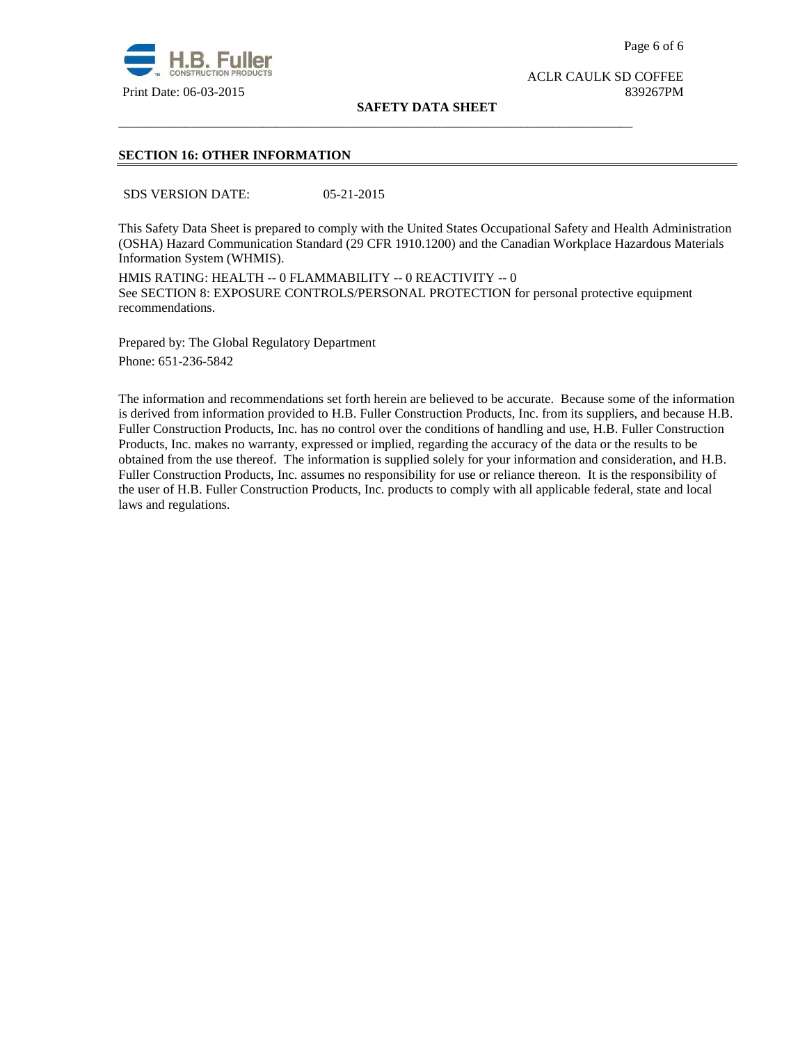## SECTION 16: OTHER INFORMATION

SDS VERSION DATE: 05-21-2015

This Safety Data Sheet is prepared to comply with the United States Occupational Safety and Health Administration (OSHA) Hazard Communication Standard (29 CFR 1910.1200) and the Canadian Workplace Hazardous Materials Information System (WHMIS).

HMIS RATING: HEALTH -- 0 FLAMMABILITY -- 0 REACTIVITY -- 0
See SECTION 8: EXPOSURE CONTROLS/PERSONAL PROTECTION for personal protective equipment recommendations.

Prepared by: The Global Regulatory Department
Phone: 651-236-5842

The information and recommendations set forth herein are believed to be accurate. Because some of the information is derived from information provided to H.B. Fuller Construction Products, Inc. from its suppliers, and because H.B. Fuller Construction Products, Inc. has no control over the conditions of handling and use, H.B. Fuller Construction Products, Inc. makes no warranty, expressed or implied, regarding the accuracy of the data or the results to be obtained from the use thereof. The information is supplied solely for your information and consideration, and H.B. Fuller Construction Products, Inc. assumes no responsibility for use or reliance thereon. It is the responsibility of the user of H.B. Fuller Construction Products, Inc. products to comply with all applicable federal, state and local laws and regulations.